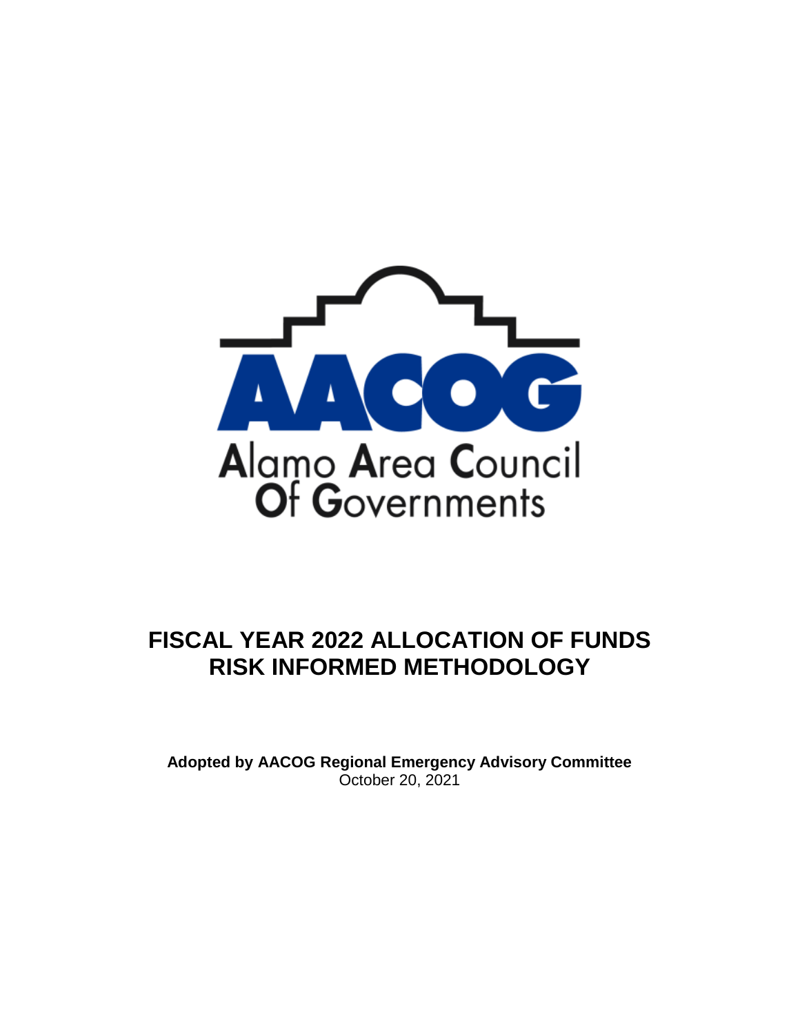AACOG

Alamo Area Council Of Governments

# FISCAL YEAR 2022 ALLOCATION OF FUNDS RISK INFORMED METHODOLOGY

**Adopted by AACOG Regional Emergency Advisory Committee**
October 20, 2021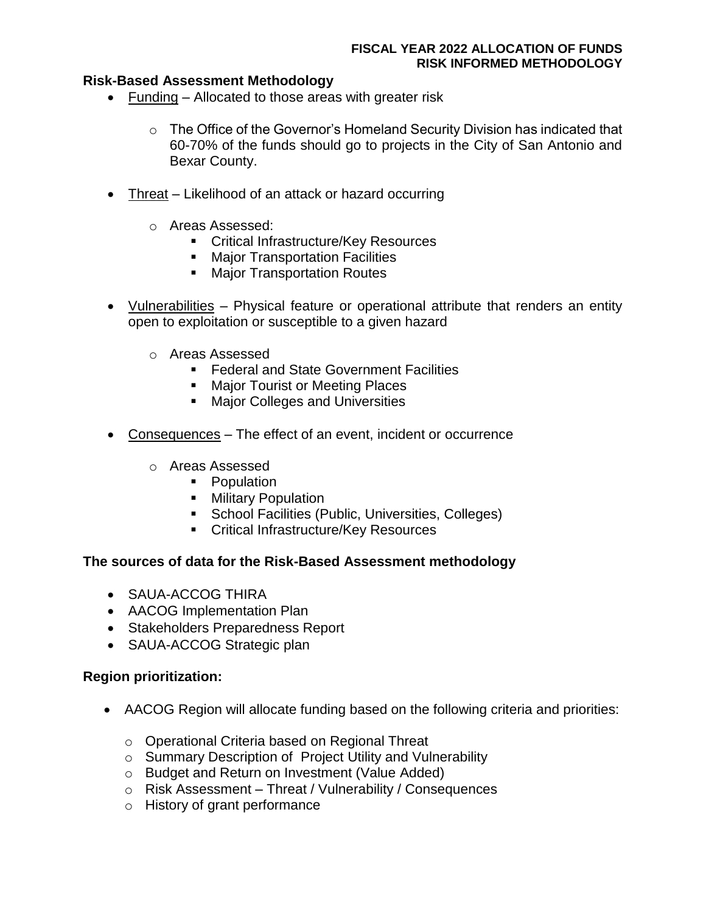**FISCAL YEAR 2022 ALLOCATION OF FUNDS**
**RISK INFORMED METHODOLOGY**

## Risk-Based Assessment Methodology

- Funding – Allocated to those areas with greater risk
  - The Office of the Governor's Homeland Security Division has indicated that 60-70% of the funds should go to projects in the City of San Antonio and Bexar County.
- Threat – Likelihood of an attack or hazard occurring
  - Areas Assessed:
    - Critical Infrastructure/Key Resources
    - Major Transportation Facilities
    - Major Transportation Routes
- Vulnerabilities – Physical feature or operational attribute that renders an entity open to exploitation or susceptible to a given hazard
  - Areas Assessed
    - Federal and State Government Facilities
    - Major Tourist or Meeting Places
    - Major Colleges and Universities
- Consequences – The effect of an event, incident or occurrence
  - Areas Assessed
    - Population
    - Military Population
    - School Facilities (Public, Universities, Colleges)
    - Critical Infrastructure/Key Resources

## The sources of data for the Risk-Based Assessment methodology

- SAUA-ACCOG THIRA
- AACOG Implementation Plan
- Stakeholders Preparedness Report
- SAUA-ACCOG Strategic plan

## Region prioritization:

- AACOG Region will allocate funding based on the following criteria and priorities:
  - Operational Criteria based on Regional Threat
  - Summary Description of Project Utility and Vulnerability
  - Budget and Return on Investment (Value Added)
  - Risk Assessment – Threat / Vulnerability / Consequences
  - History of grant performance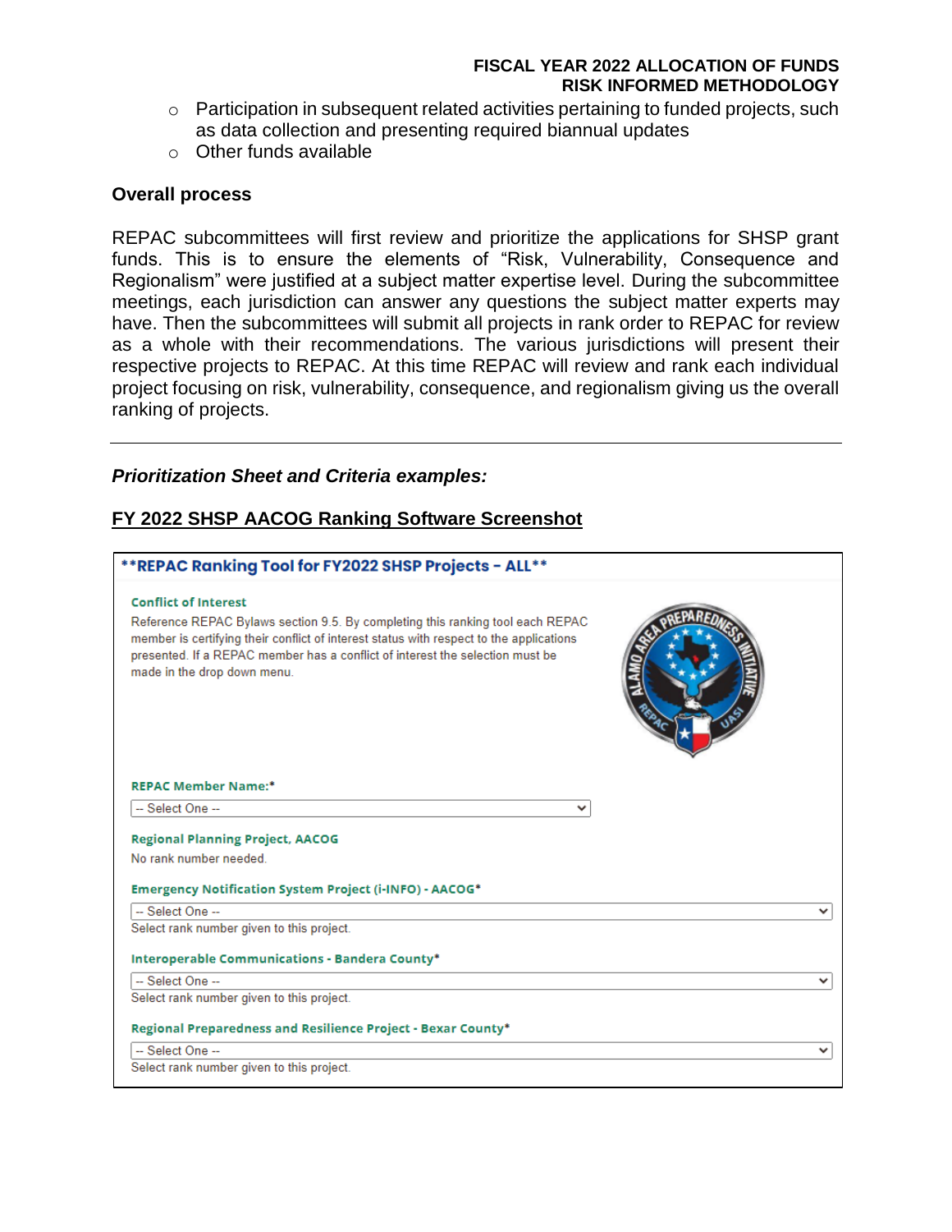- Participation in subsequent related activities pertaining to funded projects, such as data collection and presenting required biannual updates
- Other funds available

**Overall process**

REPAC subcommittees will first review and prioritize the applications for SHSP grant funds. This is to ensure the elements of "Risk, Vulnerability, Consequence and Regionalism" were justified at a subject matter expertise level. During the subcommittee meetings, each jurisdiction can answer any questions the subject matter experts may have. Then the subcommittees will submit all projects in rank order to REPAC for review as a whole with their recommendations. The various jurisdictions will present their respective projects to REPAC. At this time REPAC will review and rank each individual project focusing on risk, vulnerability, consequence, and regionalism giving us the overall ranking of projects.

---

***Prioritization Sheet and Criteria examples:***

**FY 2022 SHSP AACOG Ranking Software Screenshot**

**REPAC Ranking Tool for FY2022 SHSP Projects - ALL**

**Conflict of Interest**

Reference REPAC Bylaws section 9.5. By completing this ranking tool each REPAC member is certifying their conflict of interest status with respect to the applications presented. If a REPAC member has a conflict of interest the selection must be made in the drop down menu.

ALAMO AREA PREPAREDNESS INITIATIVE — REPAC — UASI

**REPAC Member Name:***

-- Select One --

**Regional Planning Project, AACOG**

No rank number needed.

**Emergency Notification System Project (i-INFO) - AACOG***

-- Select One --

Select rank number given to this project.

**Interoperable Communications - Bandera County***

-- Select One --

Select rank number given to this project.

**Regional Preparedness and Resilience Project - Bexar County***

-- Select One --

Select rank number given to this project.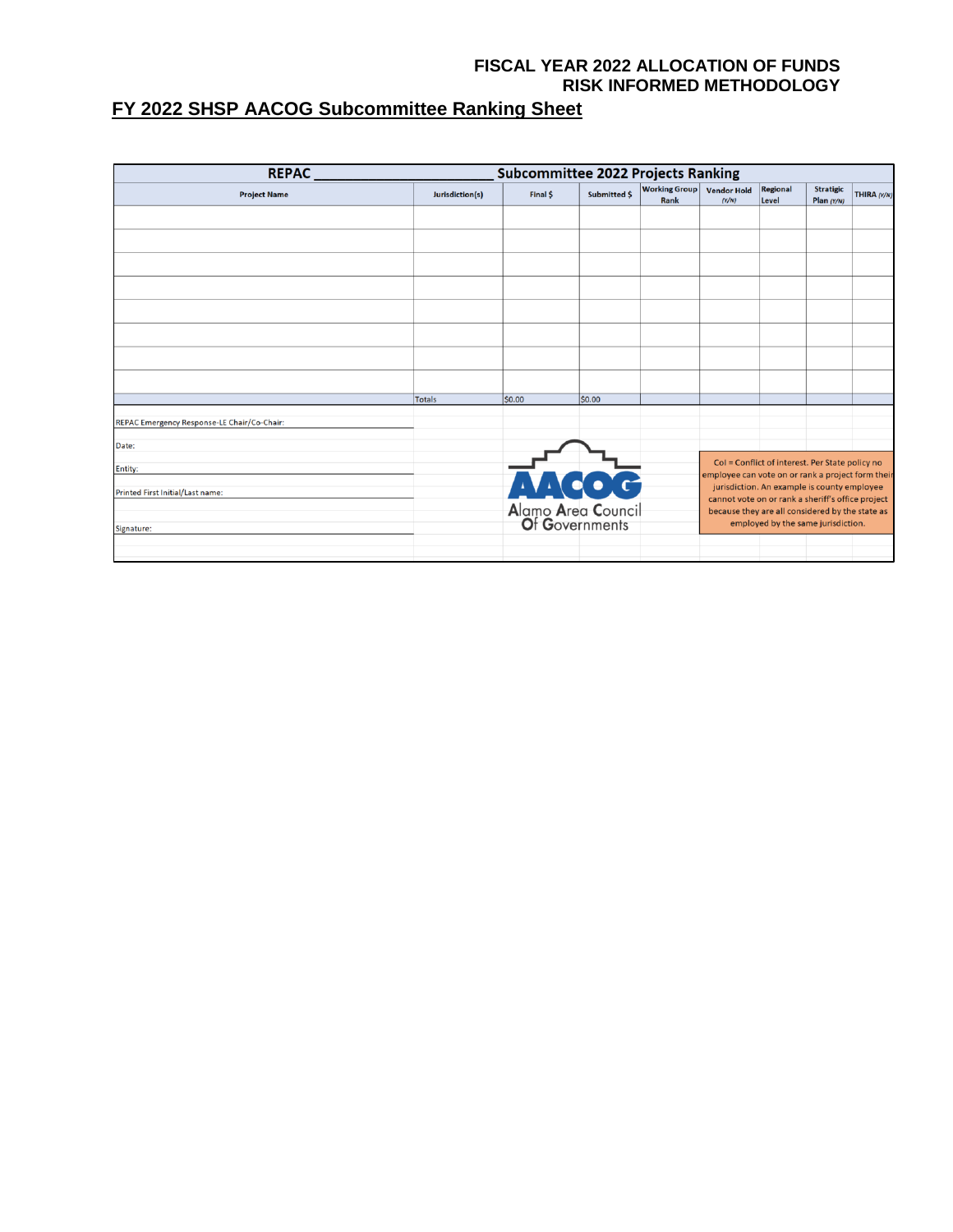FISCAL YEAR 2022 ALLOCATION OF FUNDS
RISK INFORMED METHODOLOGY

## FY 2022 SHSP AACOG Subcommittee Ranking Sheet

**REPAC ______________________ Subcommittee 2022 Projects Ranking**

| Project Name | Jurisdiction(s) | Final $ | Submitted $ | Working Group Rank | Vendor Hold (Y/N) | Regional Level | Stratigic Plan (Y/N) | THIRA (Y/N) |
|---|---|---|---|---|---|---|---|---|
| | | | | | | | | |
| | | | | | | | | |
| | | | | | | | | |
| | | | | | | | | |
| | | | | | | | | |
| | | | | | | | | |
| | | | | | | | | |
| | | | | | | | | |
| | Totals | $0.00 | $0.00 | | | | | |

REPAC Emergency Response-LE Chair/Co-Chair:

Date:

Entity:

Printed First Initial/Last name:

Signature:

AACOG
Alamo Area Council Of Governments

CoI = Conflict of interest. Per State policy no employee can vote on or rank a project form their jurisdiction. An example is county employee cannot vote on or rank a sheriff's office project because they are all considered by the state as employed by the same jurisdiction.